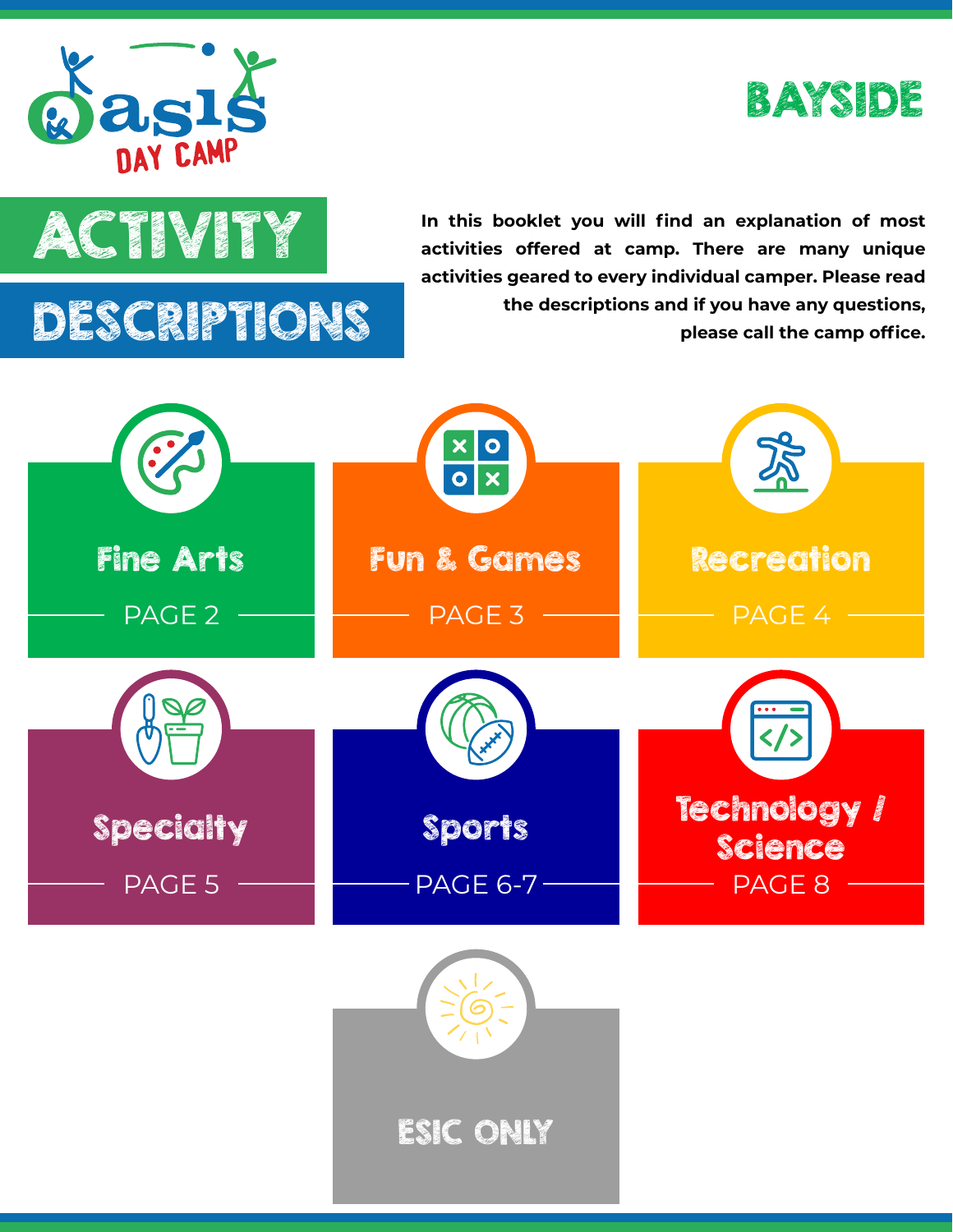Oasis DAY CAMP

BAYSIDE

# ACTIVITY DESCRIPTIONS

**In this booklet you will find an explanation of most activities offered at camp. There are many unique activities geared to every individual camper. Please read the descriptions and if you have any questions, please call the camp office.**

- **Fine Arts** — PAGE 2
- **Fun & Games** — PAGE 3
- **Recreation** — PAGE 4
- **Specialty** — PAGE 5
- **Sports** — PAGE 6-7
- **Technology / Science** — PAGE 8
- **ESIC ONLY**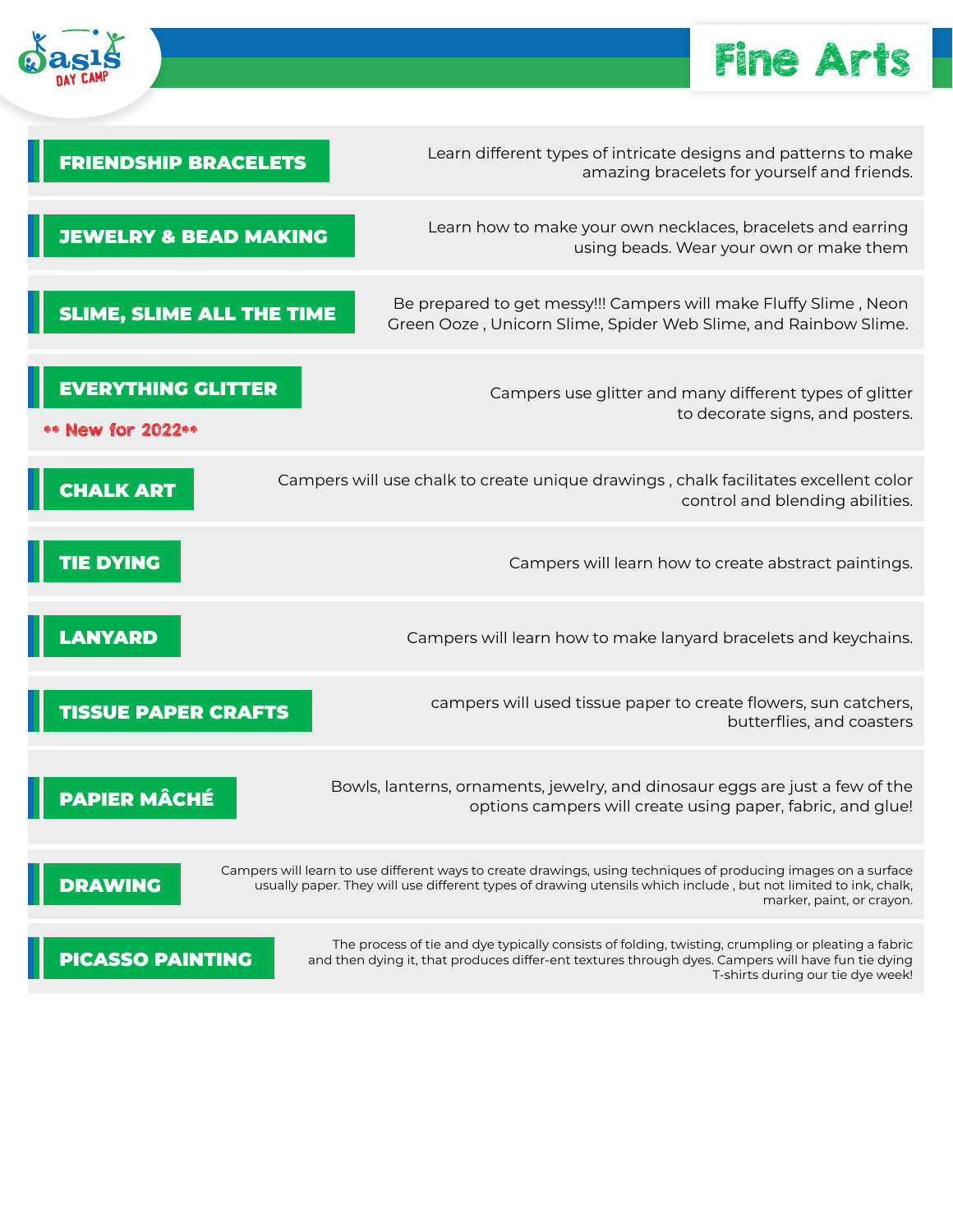# Fine Arts

## FRIENDSHIP BRACELETS

Learn different types of intricate designs and patterns to make amazing bracelets for yourself and friends.

## JEWELRY & BEAD MAKING

Learn how to make your own necklaces, bracelets and earring using beads. Wear your own or make them

## SLIME, SLIME ALL THE TIME

Be prepared to get messy!!! Campers will make Fluffy Slime , Neon Green Ooze , Unicorn Slime, Spider Web Slime, and Rainbow Slime.

## EVERYTHING GLITTER

** New for 2022**

Campers use glitter and many different types of glitter to decorate signs, and posters.

## CHALK ART

Campers will use chalk to create unique drawings , chalk facilitates excellent color control and blending abilities.

## TIE DYING

Campers will learn how to create abstract paintings.

## LANYARD

Campers will learn how to make lanyard bracelets and keychains.

## TISSUE PAPER CRAFTS

campers will used tissue paper to create flowers, sun catchers, butterflies, and coasters

## PAPIER MÂCHÉ

Bowls, lanterns, ornaments, jewelry, and dinosaur eggs are just a few of the options campers will create using paper, fabric, and glue!

## DRAWING

Campers will learn to use different ways to create drawings, using techniques of producing images on a surface usually paper. They will use different types of drawing utensils which include , but not limited to ink, chalk, marker, paint, or crayon.

## PICASSO PAINTING

The process of tie and dye typically consists of folding, twisting, crumpling or pleating a fabric and then dying it, that produces differ-ent textures through dyes. Campers will have fun tie dying T-shirts during our tie dye week!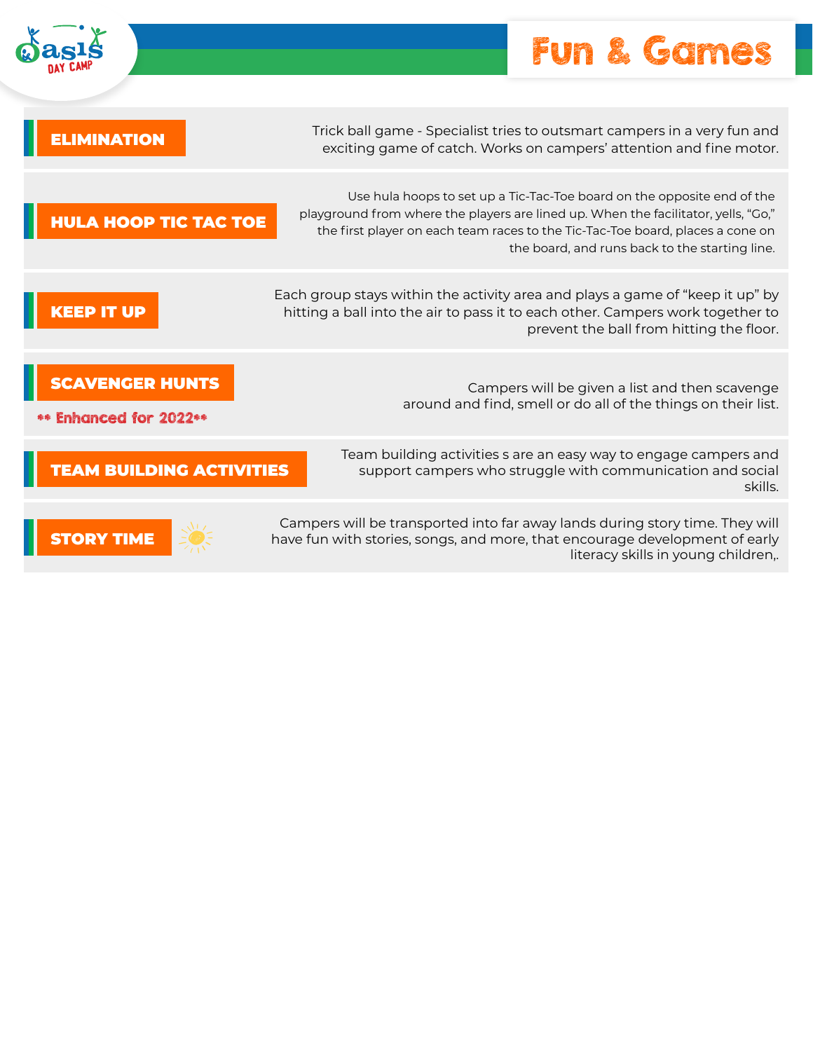# Fun & Games

## ELIMINATION

Trick ball game - Specialist tries to outsmart campers in a very fun and exciting game of catch. Works on campers' attention and fine motor.

## HULA HOOP TIC TAC TOE

Use hula hoops to set up a Tic-Tac-Toe board on the opposite end of the playground from where the players are lined up. When the facilitator, yells, "Go," the first player on each team races to the Tic-Tac-Toe board, places a cone on the board, and runs back to the starting line.

## KEEP IT UP

Each group stays within the activity area and plays a game of "keep it up" by hitting a ball into the air to pass it to each other. Campers work together to prevent the ball from hitting the floor.

## SCAVENGER HUNTS

** Enhanced for 2022**

Campers will be given a list and then scavenge around and find, smell or do all of the things on their list.

## TEAM BUILDING ACTIVITIES

Team building activities s are an easy way to engage campers and support campers who struggle with communication and social skills.

## STORY TIME

Campers will be transported into far away lands during story time. They will have fun with stories, songs, and more, that encourage development of early literacy skills in young children,.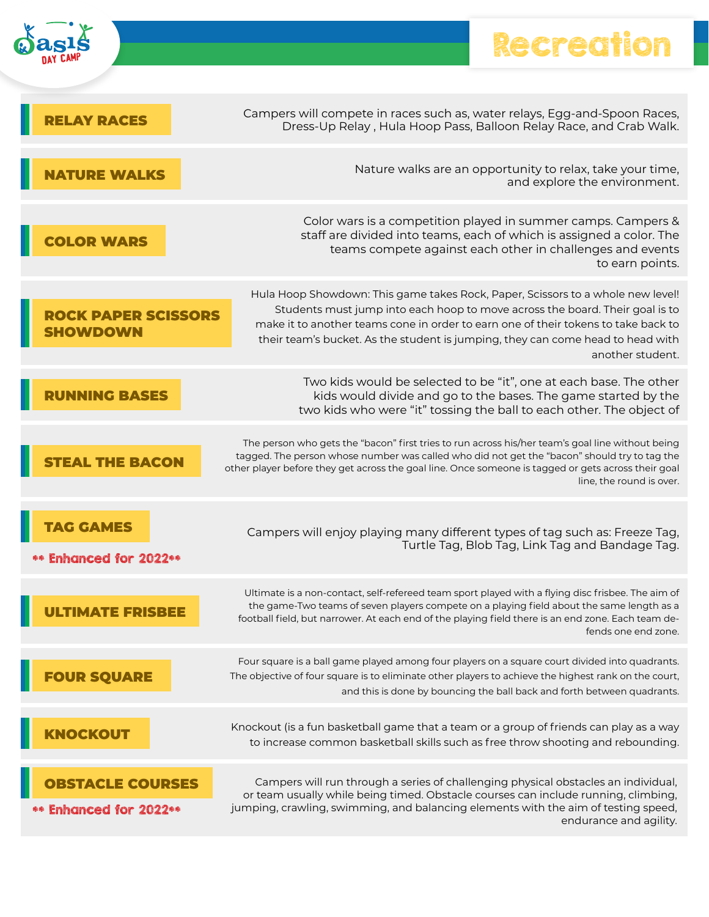# Recreation

## RELAY RACES

Campers will compete in races such as, water relays, Egg-and-Spoon Races, Dress-Up Relay , Hula Hoop Pass, Balloon Relay Race, and Crab Walk.

## NATURE WALKS

Nature walks are an opportunity to relax, take your time, and explore the environment.

## COLOR WARS

Color wars is a competition played in summer camps. Campers & staff are divided into teams, each of which is assigned a color. The teams compete against each other in challenges and events to earn points.

## ROCK PAPER SCISSORS SHOWDOWN

Hula Hoop Showdown: This game takes Rock, Paper, Scissors to a whole new level! Students must jump into each hoop to move across the board. Their goal is to make it to another teams cone in order to earn one of their tokens to take back to their team's bucket. As the student is jumping, they can come head to head with another student.

## RUNNING BASES

Two kids would be selected to be "it", one at each base. The other kids would divide and go to the bases. The game started by the two kids who were "it" tossing the ball to each other. The object of

## STEAL THE BACON

The person who gets the "bacon" first tries to run across his/her team's goal line without being tagged. The person whose number was called who did not get the "bacon" should try to tag the other player before they get across the goal line. Once someone is tagged or gets across their goal line, the round is over.

## TAG GAMES

** Enhanced for 2022**

Campers will enjoy playing many different types of tag such as: Freeze Tag, Turtle Tag, Blob Tag, Link Tag and Bandage Tag.

## ULTIMATE FRISBEE

Ultimate is a non-contact, self-refereed team sport played with a flying disc frisbee. The aim of the game-Two teams of seven players compete on a playing field about the same length as a football field, but narrower. At each end of the playing field there is an end zone. Each team defends one end zone.

## FOUR SQUARE

Four square is a ball game played among four players on a square court divided into quadrants. The objective of four square is to eliminate other players to achieve the highest rank on the court, and this is done by bouncing the ball back and forth between quadrants.

## KNOCKOUT

Knockout (is a fun basketball game that a team or a group of friends can play as a way to increase common basketball skills such as free throw shooting and rebounding.

## OBSTACLE COURSES

** Enhanced for 2022**

Campers will run through a series of challenging physical obstacles an individual, or team usually while being timed. Obstacle courses can include running, climbing, jumping, crawling, swimming, and balancing elements with the aim of testing speed, endurance and agility.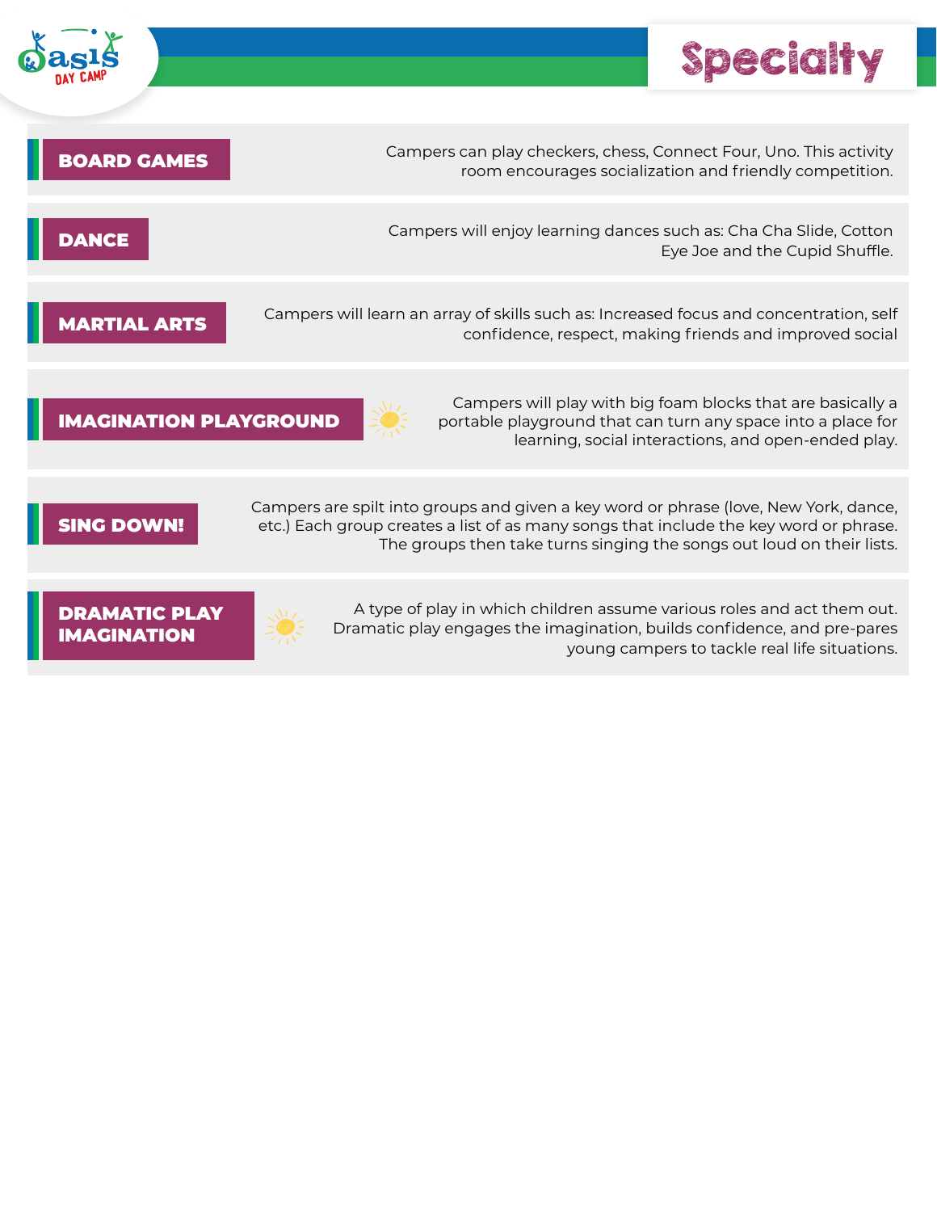# Specialty

## BOARD GAMES

Campers can play checkers, chess, Connect Four, Uno. This activity room encourages socialization and friendly competition.

## DANCE

Campers will enjoy learning dances such as: Cha Cha Slide, Cotton Eye Joe and the Cupid Shuffle.

## MARTIAL ARTS

Campers will learn an array of skills such as: Increased focus and concentration, self confidence, respect, making friends and improved social

## IMAGINATION PLAYGROUND

Campers will play with big foam blocks that are basically a portable playground that can turn any space into a place for learning, social interactions, and open-ended play.

## SING DOWN!

Campers are spilt into groups and given a key word or phrase (love, New York, dance, etc.) Each group creates a list of as many songs that include the key word or phrase. The groups then take turns singing the songs out loud on their lists.

## DRAMATIC PLAY IMAGINATION

A type of play in which children assume various roles and act them out. Dramatic play engages the imagination, builds confidence, and pre-pares young campers to tackle real life situations.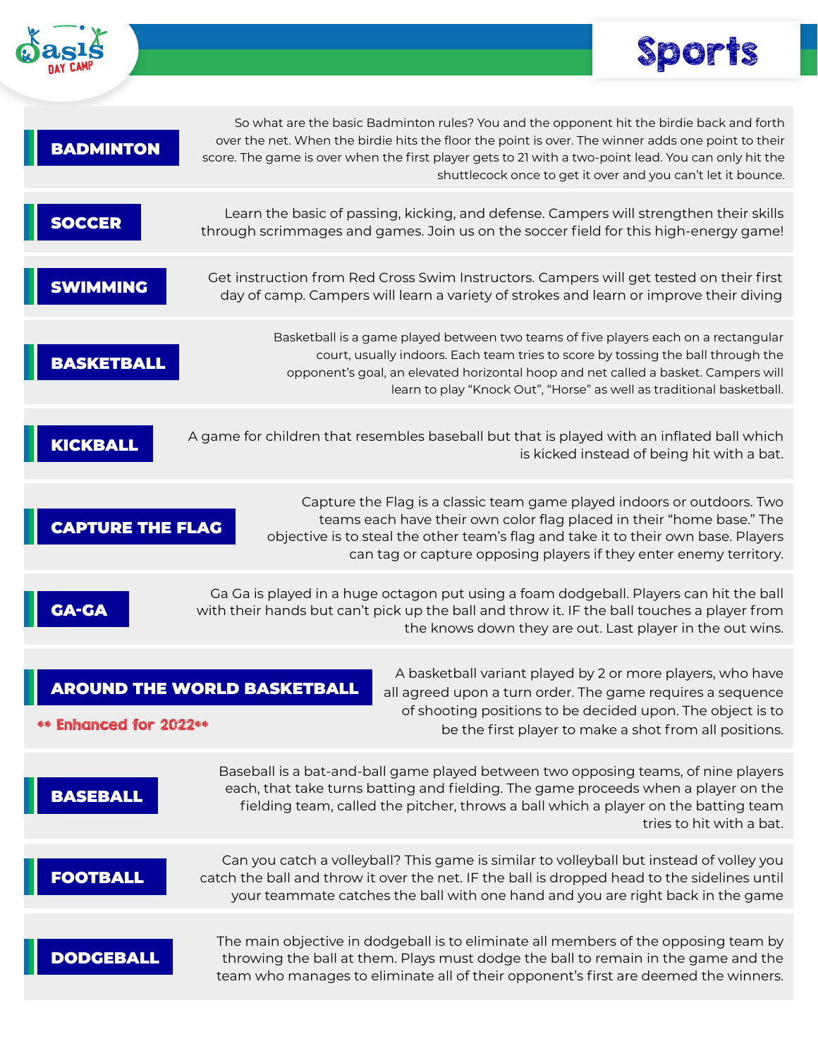# Sports

## BADMINTON

So what are the basic Badminton rules? You and the opponent hit the birdie back and forth over the net. When the birdie hits the floor the point is over. The winner adds one point to their score. The game is over when the first player gets to 21 with a two-point lead. You can only hit the shuttlecock once to get it over and you can't let it bounce.

## SOCCER

Learn the basic of passing, kicking, and defense. Campers will strengthen their skills through scrimmages and games. Join us on the soccer field for this high-energy game!

## SWIMMING

Get instruction from Red Cross Swim Instructors. Campers will get tested on their first day of camp. Campers will learn a variety of strokes and learn or improve their diving

## BASKETBALL

Basketball is a game played between two teams of five players each on a rectangular court, usually indoors. Each team tries to score by tossing the ball through the opponent's goal, an elevated horizontal hoop and net called a basket. Campers will learn to play "Knock Out", "Horse" as well as traditional basketball.

## KICKBALL

A game for children that resembles baseball but that is played with an inflated ball which is kicked instead of being hit with a bat.

## CAPTURE THE FLAG

Capture the Flag is a classic team game played indoors or outdoors. Two teams each have their own color flag placed in their "home base." The objective is to steal the other team's flag and take it to their own base. Players can tag or capture opposing players if they enter enemy territory.

## GA-GA

Ga Ga is played in a huge octagon put using a foam dodgeball. Players can hit the ball with their hands but can't pick up the ball and throw it. IF the ball touches a player from the knows down they are out. Last player in the out wins.

## AROUND THE WORLD BASKETBALL

** Enhanced for 2022**

A basketball variant played by 2 or more players, who have all agreed upon a turn order. The game requires a sequence of shooting positions to be decided upon. The object is to be the first player to make a shot from all positions.

## BASEBALL

Baseball is a bat-and-ball game played between two opposing teams, of nine players each, that take turns batting and fielding. The game proceeds when a player on the fielding team, called the pitcher, throws a ball which a player on the batting team tries to hit with a bat.

## FOOTBALL

Can you catch a volleyball? This game is similar to volleyball but instead of volley you catch the ball and throw it over the net. IF the ball is dropped head to the sidelines until your teammate catches the ball with one hand and you are right back in the game

## DODGEBALL

The main objective in dodgeball is to eliminate all members of the opposing team by throwing the ball at them. Plays must dodge the ball to remain in the game and the team who manages to eliminate all of their opponent's first are deemed the winners.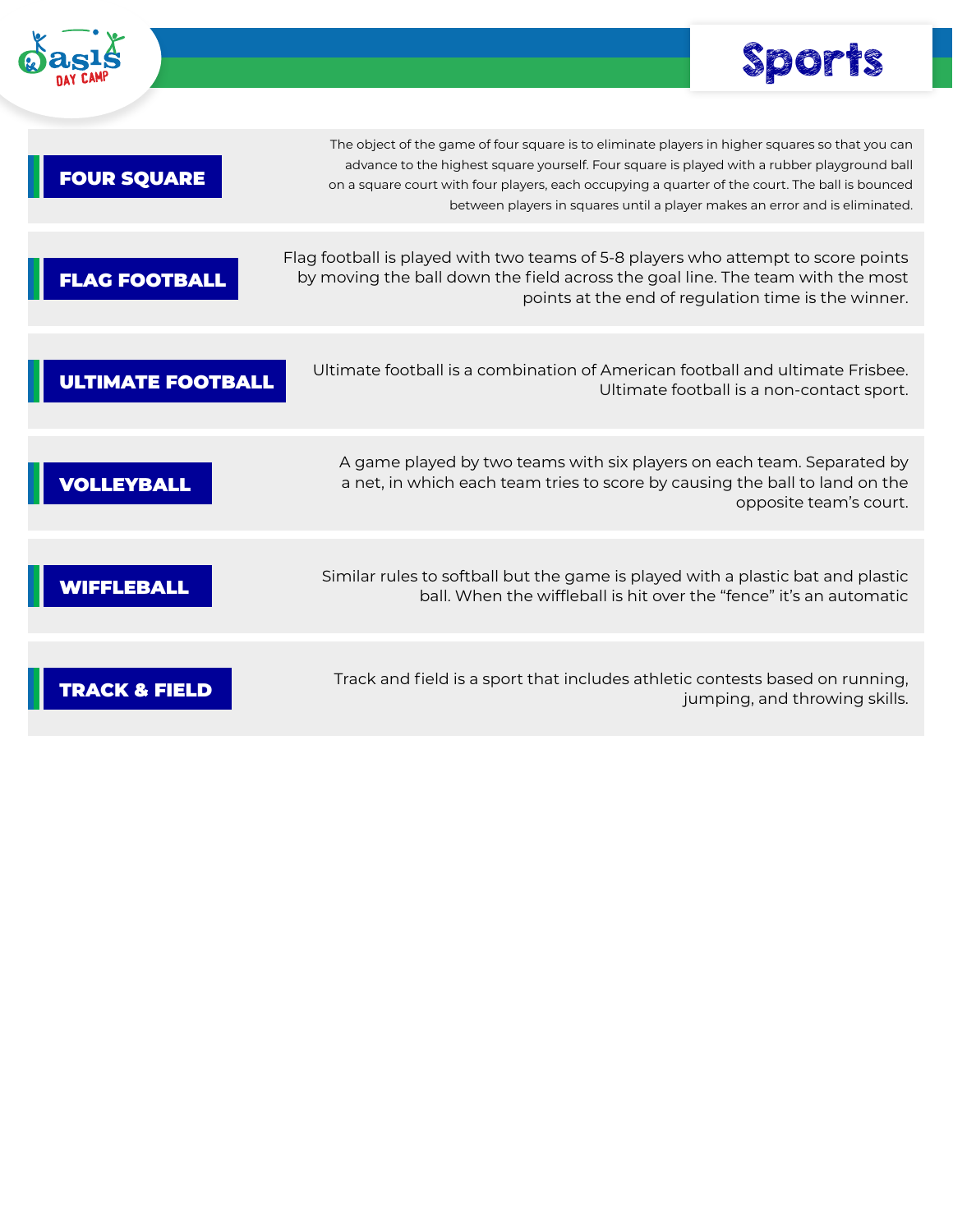# Sports

## FOUR SQUARE

The object of the game of four square is to eliminate players in higher squares so that you can advance to the highest square yourself. Four square is played with a rubber playground ball on a square court with four players, each occupying a quarter of the court. The ball is bounced between players in squares until a player makes an error and is eliminated.

## FLAG FOOTBALL

Flag football is played with two teams of 5-8 players who attempt to score points by moving the ball down the field across the goal line. The team with the most points at the end of regulation time is the winner.

## ULTIMATE FOOTBALL

Ultimate football is a combination of American football and ultimate Frisbee. Ultimate football is a non-contact sport.

## VOLLEYBALL

A game played by two teams with six players on each team. Separated by a net, in which each team tries to score by causing the ball to land on the opposite team's court.

## WIFFLEBALL

Similar rules to softball but the game is played with a plastic bat and plastic ball. When the wiffleball is hit over the "fence" it's an automatic

## TRACK & FIELD

Track and field is a sport that includes athletic contests based on running, jumping, and throwing skills.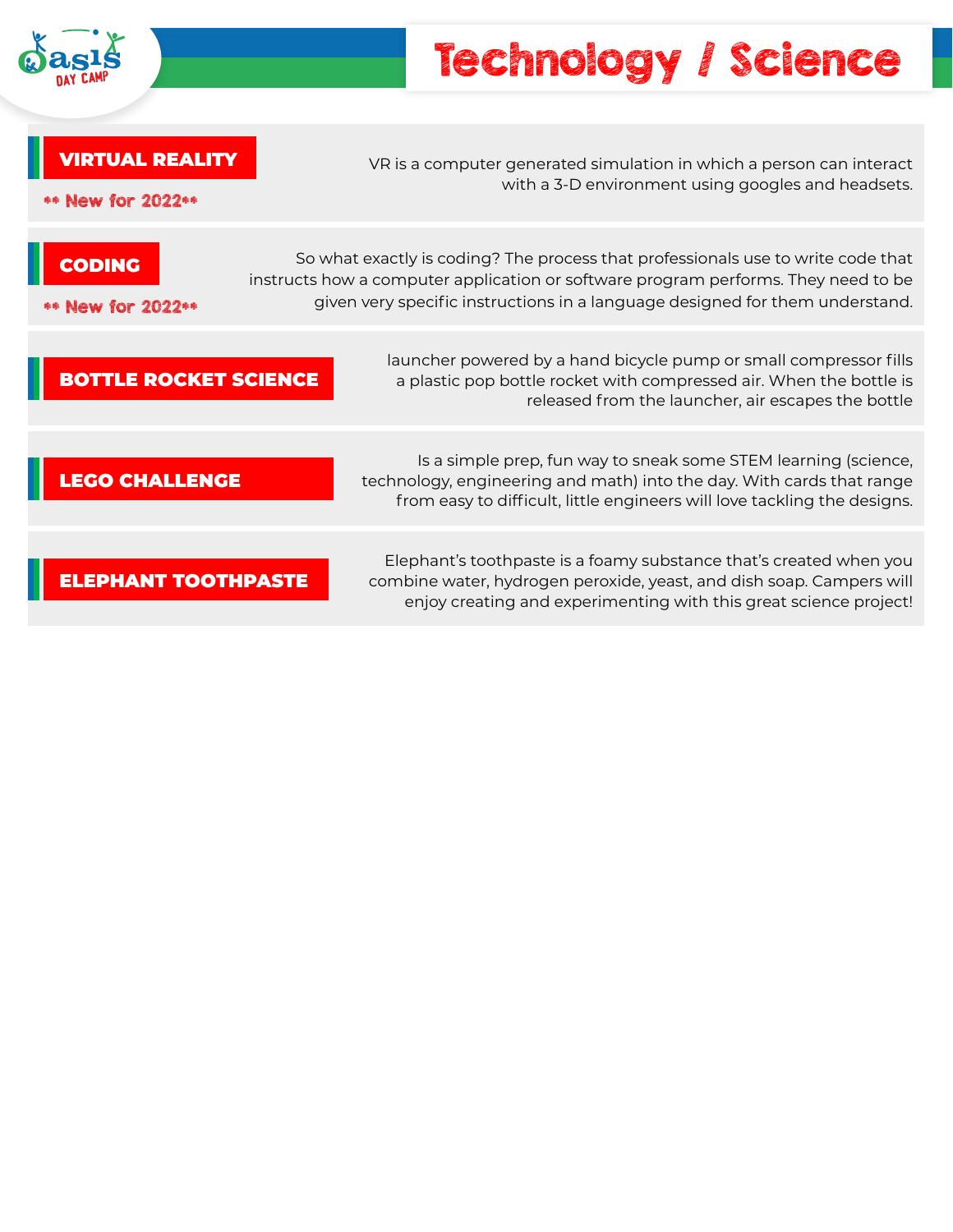# Technology / Science

## VIRTUAL REALITY

** New for 2022**

VR is a computer generated simulation in which a person can interact with a 3-D environment using googles and headsets.

## CODING

** New for 2022**

So what exactly is coding? The process that professionals use to write code that instructs how a computer application or software program performs. They need to be given very specific instructions in a language designed for them understand.

## BOTTLE ROCKET SCIENCE

launcher powered by a hand bicycle pump or small compressor fills a plastic pop bottle rocket with compressed air. When the bottle is released from the launcher, air escapes the bottle

## LEGO CHALLENGE

Is a simple prep, fun way to sneak some STEM learning (science, technology, engineering and math) into the day. With cards that range from easy to difficult, little engineers will love tackling the designs.

## ELEPHANT TOOTHPASTE

Elephant's toothpaste is a foamy substance that's created when you combine water, hydrogen peroxide, yeast, and dish soap. Campers will enjoy creating and experimenting with this great science project!